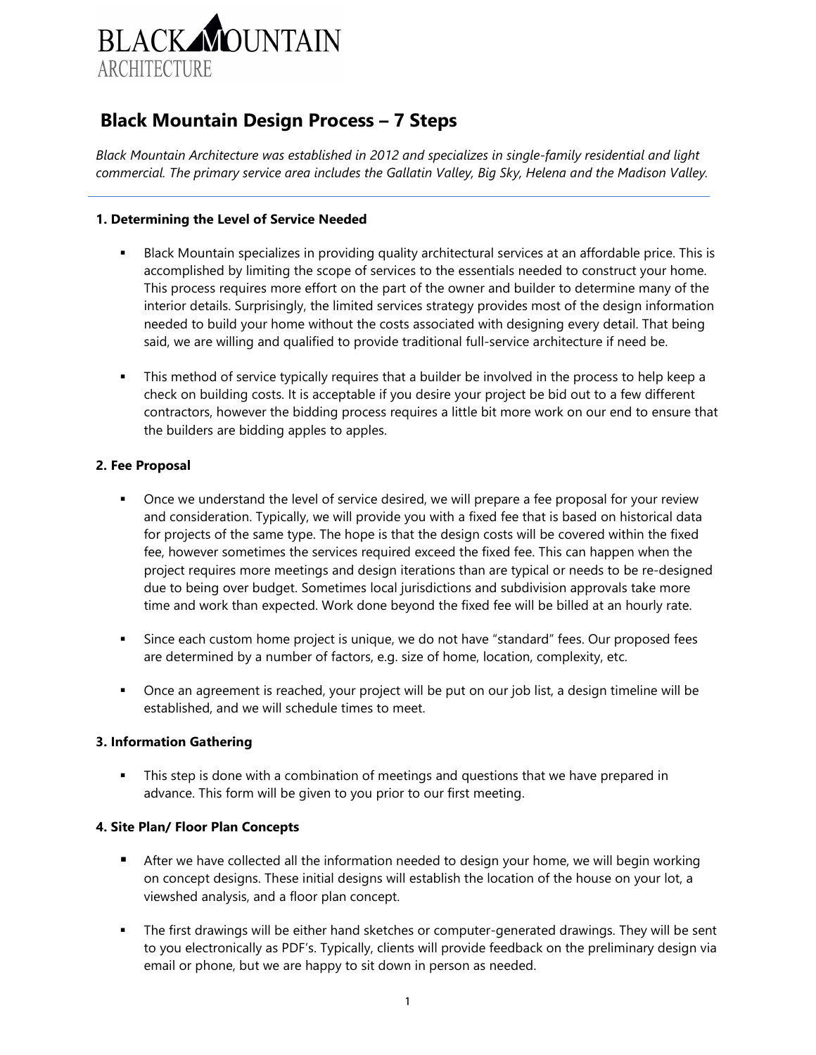BLACK MOUNTAIN
ARCHITECTURE

# Black Mountain Design Process – 7 Steps

*Black Mountain Architecture was established in 2012 and specializes in single-family residential and light commercial. The primary service area includes the Gallatin Valley, Big Sky, Helena and the Madison Valley.*

---

### 1. Determining the Level of Service Needed

- Black Mountain specializes in providing quality architectural services at an affordable price. This is accomplished by limiting the scope of services to the essentials needed to construct your home. This process requires more effort on the part of the owner and builder to determine many of the interior details. Surprisingly, the limited services strategy provides most of the design information needed to build your home without the costs associated with designing every detail. That being said, we are willing and qualified to provide traditional full-service architecture if need be.

- This method of service typically requires that a builder be involved in the process to help keep a check on building costs. It is acceptable if you desire your project be bid out to a few different contractors, however the bidding process requires a little bit more work on our end to ensure that the builders are bidding apples to apples.

### 2. Fee Proposal

- Once we understand the level of service desired, we will prepare a fee proposal for your review and consideration. Typically, we will provide you with a fixed fee that is based on historical data for projects of the same type. The hope is that the design costs will be covered within the fixed fee, however sometimes the services required exceed the fixed fee. This can happen when the project requires more meetings and design iterations than are typical or needs to be re-designed due to being over budget. Sometimes local jurisdictions and subdivision approvals take more time and work than expected. Work done beyond the fixed fee will be billed at an hourly rate.

- Since each custom home project is unique, we do not have "standard" fees. Our proposed fees are determined by a number of factors, e.g. size of home, location, complexity, etc.

- Once an agreement is reached, your project will be put on our job list, a design timeline will be established, and we will schedule times to meet.

### 3. Information Gathering

- This step is done with a combination of meetings and questions that we have prepared in advance. This form will be given to you prior to our first meeting.

### 4. Site Plan/ Floor Plan Concepts

- After we have collected all the information needed to design your home, we will begin working on concept designs. These initial designs will establish the location of the house on your lot, a viewshed analysis, and a floor plan concept.

- The first drawings will be either hand sketches or computer-generated drawings. They will be sent to you electronically as PDF's. Typically, clients will provide feedback on the preliminary design via email or phone, but we are happy to sit down in person as needed.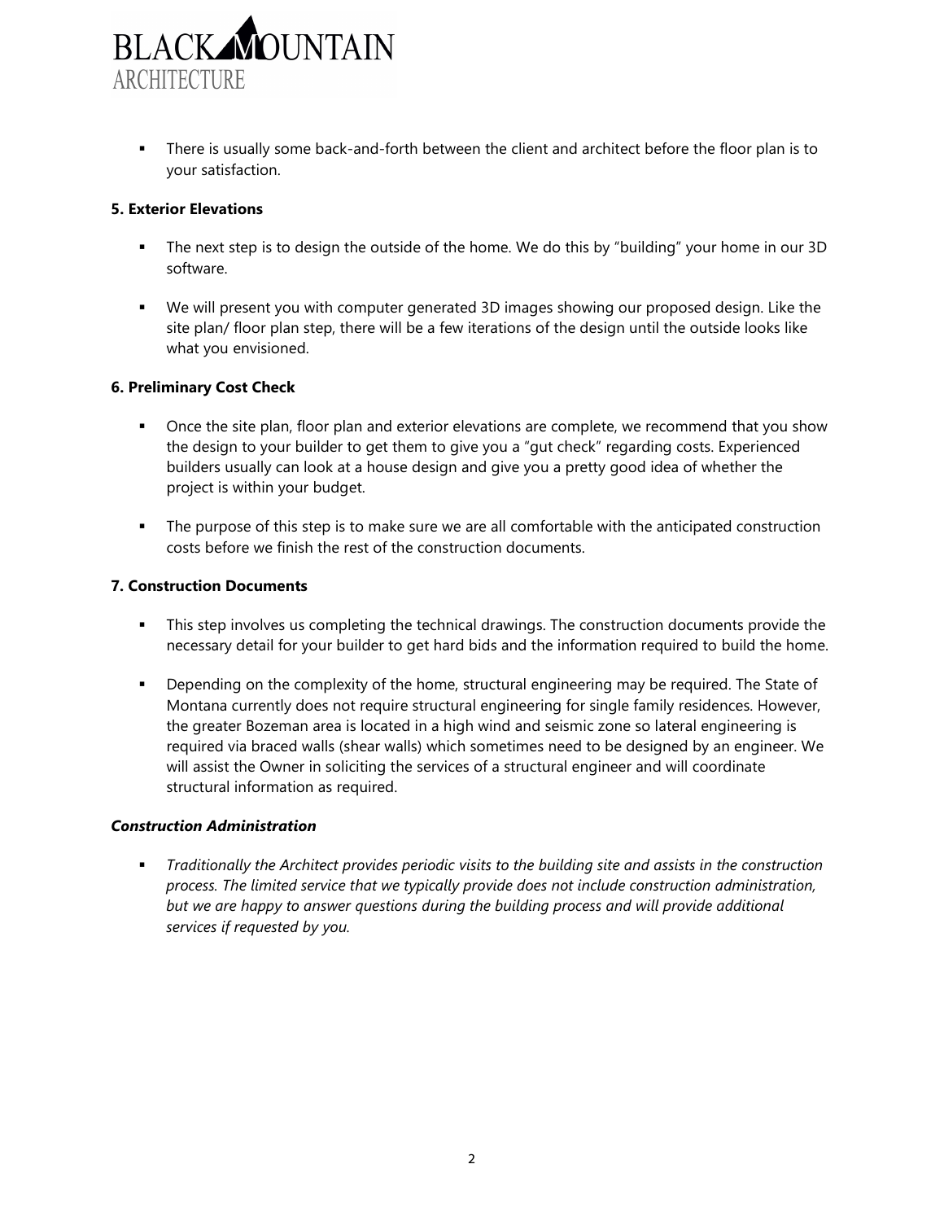- There is usually some back-and-forth between the client and architect before the floor plan is to your satisfaction.

**5. Exterior Elevations**

- The next step is to design the outside of the home. We do this by "building" your home in our 3D software.
- We will present you with computer generated 3D images showing our proposed design. Like the site plan/ floor plan step, there will be a few iterations of the design until the outside looks like what you envisioned.

**6. Preliminary Cost Check**

- Once the site plan, floor plan and exterior elevations are complete, we recommend that you show the design to your builder to get them to give you a "gut check" regarding costs. Experienced builders usually can look at a house design and give you a pretty good idea of whether the project is within your budget.
- The purpose of this step is to make sure we are all comfortable with the anticipated construction costs before we finish the rest of the construction documents.

**7. Construction Documents**

- This step involves us completing the technical drawings. The construction documents provide the necessary detail for your builder to get hard bids and the information required to build the home.
- Depending on the complexity of the home, structural engineering may be required. The State of Montana currently does not require structural engineering for single family residences. However, the greater Bozeman area is located in a high wind and seismic zone so lateral engineering is required via braced walls (shear walls) which sometimes need to be designed by an engineer. We will assist the Owner in soliciting the services of a structural engineer and will coordinate structural information as required.

***Construction Administration***

- *Traditionally the Architect provides periodic visits to the building site and assists in the construction process. The limited service that we typically provide does not include construction administration, but we are happy to answer questions during the building process and will provide additional services if requested by you.*